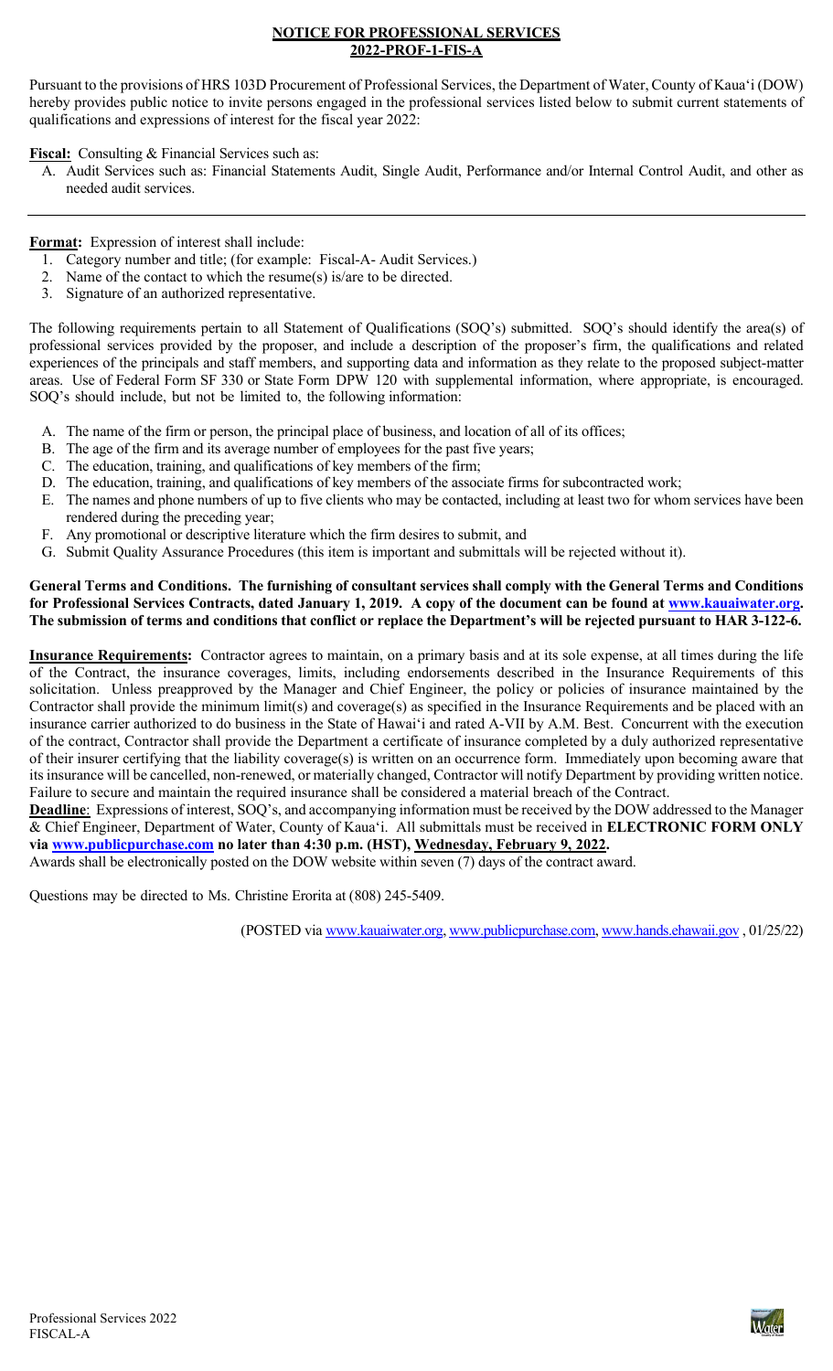# NOTICE FOR PROFESSIONAL SERVICES
## 2022-PROF-1-FIS-A

Pursuant to the provisions of HRS 103D Procurement of Professional Services, the Department of Water, County of Kaua'i (DOW) hereby provides public notice to invite persons engaged in the professional services listed below to submit current statements of qualifications and expressions of interest for the fiscal year 2022:

**Fiscal:** Consulting & Financial Services such as:

A. Audit Services such as: Financial Statements Audit, Single Audit, Performance and/or Internal Control Audit, and other as needed audit services.

---

**Format:** Expression of interest shall include:

1. Category number and title; (for example: Fiscal-A- Audit Services.)
2. Name of the contact to which the resume(s) is/are to be directed.
3. Signature of an authorized representative.

The following requirements pertain to all Statement of Qualifications (SOQ's) submitted. SOQ's should identify the area(s) of professional services provided by the proposer, and include a description of the proposer's firm, the qualifications and related experiences of the principals and staff members, and supporting data and information as they relate to the proposed subject-matter areas. Use of Federal Form SF 330 or State Form DPW 120 with supplemental information, where appropriate, is encouraged. SOQ's should include, but not be limited to, the following information:

A. The name of the firm or person, the principal place of business, and location of all of its offices;
B. The age of the firm and its average number of employees for the past five years;
C. The education, training, and qualifications of key members of the firm;
D. The education, training, and qualifications of key members of the associate firms for subcontracted work;
E. The names and phone numbers of up to five clients who may be contacted, including at least two for whom services have been rendered during the preceding year;
F. Any promotional or descriptive literature which the firm desires to submit, and
G. Submit Quality Assurance Procedures (this item is important and submittals will be rejected without it).

**General Terms and Conditions. The furnishing of consultant services shall comply with the General Terms and Conditions for Professional Services Contracts, dated January 1, 2019. A copy of the document can be found at www.kauaiwater.org. The submission of terms and conditions that conflict or replace the Department's will be rejected pursuant to HAR 3-122-6.**

**Insurance Requirements:** Contractor agrees to maintain, on a primary basis and at its sole expense, at all times during the life of the Contract, the insurance coverages, limits, including endorsements described in the Insurance Requirements of this solicitation. Unless preapproved by the Manager and Chief Engineer, the policy or policies of insurance maintained by the Contractor shall provide the minimum limit(s) and coverage(s) as specified in the Insurance Requirements and be placed with an insurance carrier authorized to do business in the State of Hawai'i and rated A-VII by A.M. Best. Concurrent with the execution of the contract, Contractor shall provide the Department a certificate of insurance completed by a duly authorized representative of their insurer certifying that the liability coverage(s) is written on an occurrence form. Immediately upon becoming aware that its insurance will be cancelled, non-renewed, or materially changed, Contractor will notify Department by providing written notice. Failure to secure and maintain the required insurance shall be considered a material breach of the Contract.

**Deadline**: Expressions of interest, SOQ's, and accompanying information must be received by the DOW addressed to the Manager & Chief Engineer, Department of Water, County of Kaua'i. All submittals must be received in **ELECTRONIC FORM ONLY via www.publicpurchase.com no later than 4:30 p.m. (HST), Wednesday, February 9, 2022.**

Awards shall be electronically posted on the DOW website within seven (7) days of the contract award.

Questions may be directed to Ms. Christine Erorita at (808) 245-5409.

(POSTED via www.kauaiwater.org, www.publicpurchase.com, www.hands.ehawaii.gov , 01/25/22)

Professional Services 2022
FISCAL-A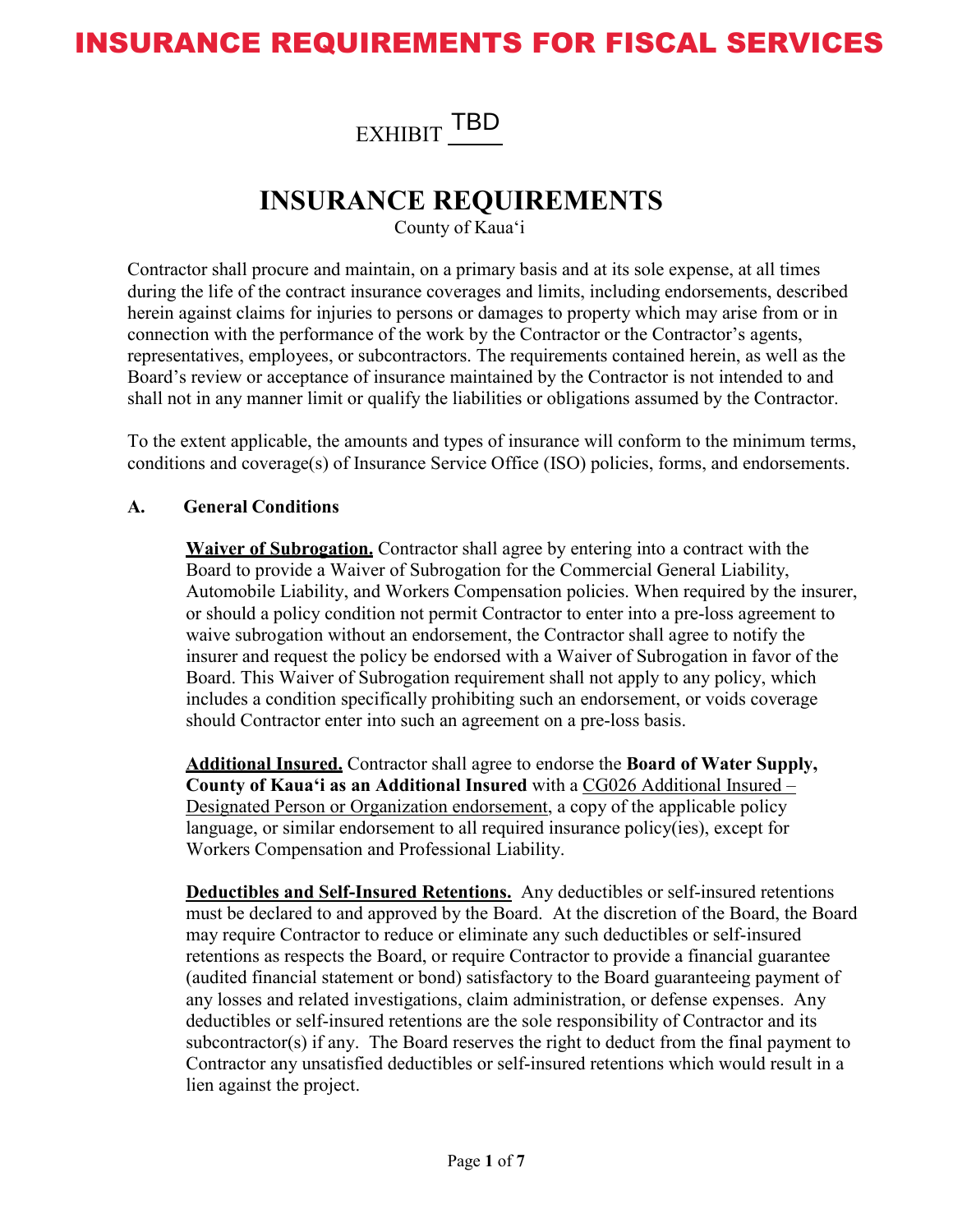# INSURANCE REQUIREMENTS FOR FISCAL SERVICES

EXHIBIT TBD

# INSURANCE REQUIREMENTS

County of Kaua'i

Contractor shall procure and maintain, on a primary basis and at its sole expense, at all times during the life of the contract insurance coverages and limits, including endorsements, described herein against claims for injuries to persons or damages to property which may arise from or in connection with the performance of the work by the Contractor or the Contractor's agents, representatives, employees, or subcontractors. The requirements contained herein, as well as the Board's review or acceptance of insurance maintained by the Contractor is not intended to and shall not in any manner limit or qualify the liabilities or obligations assumed by the Contractor.

To the extent applicable, the amounts and types of insurance will conform to the minimum terms, conditions and coverage(s) of Insurance Service Office (ISO) policies, forms, and endorsements.

**A. General Conditions**

**Waiver of Subrogation.** Contractor shall agree by entering into a contract with the Board to provide a Waiver of Subrogation for the Commercial General Liability, Automobile Liability, and Workers Compensation policies. When required by the insurer, or should a policy condition not permit Contractor to enter into a pre-loss agreement to waive subrogation without an endorsement, the Contractor shall agree to notify the insurer and request the policy be endorsed with a Waiver of Subrogation in favor of the Board. This Waiver of Subrogation requirement shall not apply to any policy, which includes a condition specifically prohibiting such an endorsement, or voids coverage should Contractor enter into such an agreement on a pre-loss basis.

**Additional Insured.** Contractor shall agree to endorse the **Board of Water Supply, County of Kaua'i as an Additional Insured** with a CG026 Additional Insured – Designated Person or Organization endorsement, a copy of the applicable policy language, or similar endorsement to all required insurance policy(ies), except for Workers Compensation and Professional Liability.

**Deductibles and Self-Insured Retentions.** Any deductibles or self-insured retentions must be declared to and approved by the Board. At the discretion of the Board, the Board may require Contractor to reduce or eliminate any such deductibles or self-insured retentions as respects the Board, or require Contractor to provide a financial guarantee (audited financial statement or bond) satisfactory to the Board guaranteeing payment of any losses and related investigations, claim administration, or defense expenses. Any deductibles or self-insured retentions are the sole responsibility of Contractor and its subcontractor(s) if any. The Board reserves the right to deduct from the final payment to Contractor any unsatisfied deductibles or self-insured retentions which would result in a lien against the project.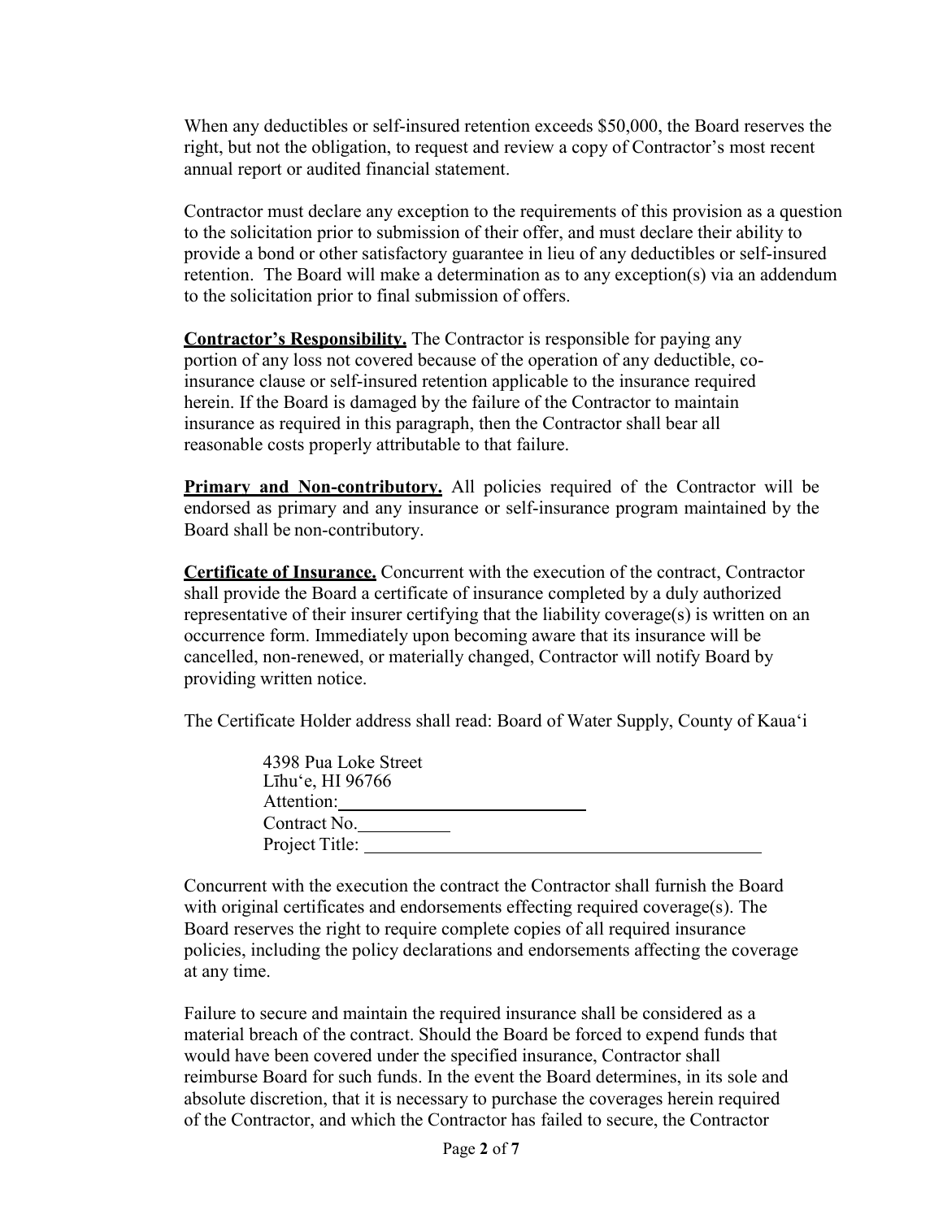When any deductibles or self-insured retention exceeds $50,000, the Board reserves the right, but not the obligation, to request and review a copy of Contractor's most recent annual report or audited financial statement.

Contractor must declare any exception to the requirements of this provision as a question to the solicitation prior to submission of their offer, and must declare their ability to provide a bond or other satisfactory guarantee in lieu of any deductibles or self-insured retention. The Board will make a determination as to any exception(s) via an addendum to the solicitation prior to final submission of offers.

**Contractor's Responsibility.** The Contractor is responsible for paying any portion of any loss not covered because of the operation of any deductible, co-insurance clause or self-insured retention applicable to the insurance required herein. If the Board is damaged by the failure of the Contractor to maintain insurance as required in this paragraph, then the Contractor shall bear all reasonable costs properly attributable to that failure.

**Primary and Non-contributory.** All policies required of the Contractor will be endorsed as primary and any insurance or self-insurance program maintained by the Board shall be non-contributory.

**Certificate of Insurance.** Concurrent with the execution of the contract, Contractor shall provide the Board a certificate of insurance completed by a duly authorized representative of their insurer certifying that the liability coverage(s) is written on an occurrence form. Immediately upon becoming aware that its insurance will be cancelled, non-renewed, or materially changed, Contractor will notify Board by providing written notice.

The Certificate Holder address shall read: Board of Water Supply, County of Kauaʻi

> 4398 Pua Loke Street
> Līhuʻe, HI 96766
> Attention:\_\_\_\_\_\_\_\_\_\_\_\_\_\_\_\_\_\_\_\_\_\_\_\_\_\_\_\_
> Contract No.\_\_\_\_\_\_\_\_\_\_\_
> Project Title: \_\_\_\_\_\_\_\_\_\_\_\_\_\_\_\_\_\_\_\_\_\_\_\_\_\_\_\_\_\_\_\_\_\_\_\_\_\_\_\_\_\_\_\_\_\_\_

Concurrent with the execution the contract the Contractor shall furnish the Board with original certificates and endorsements effecting required coverage(s). The Board reserves the right to require complete copies of all required insurance policies, including the policy declarations and endorsements affecting the coverage at any time.

Failure to secure and maintain the required insurance shall be considered as a material breach of the contract. Should the Board be forced to expend funds that would have been covered under the specified insurance, Contractor shall reimburse Board for such funds. In the event the Board determines, in its sole and absolute discretion, that it is necessary to purchase the coverages herein required of the Contractor, and which the Contractor has failed to secure, the Contractor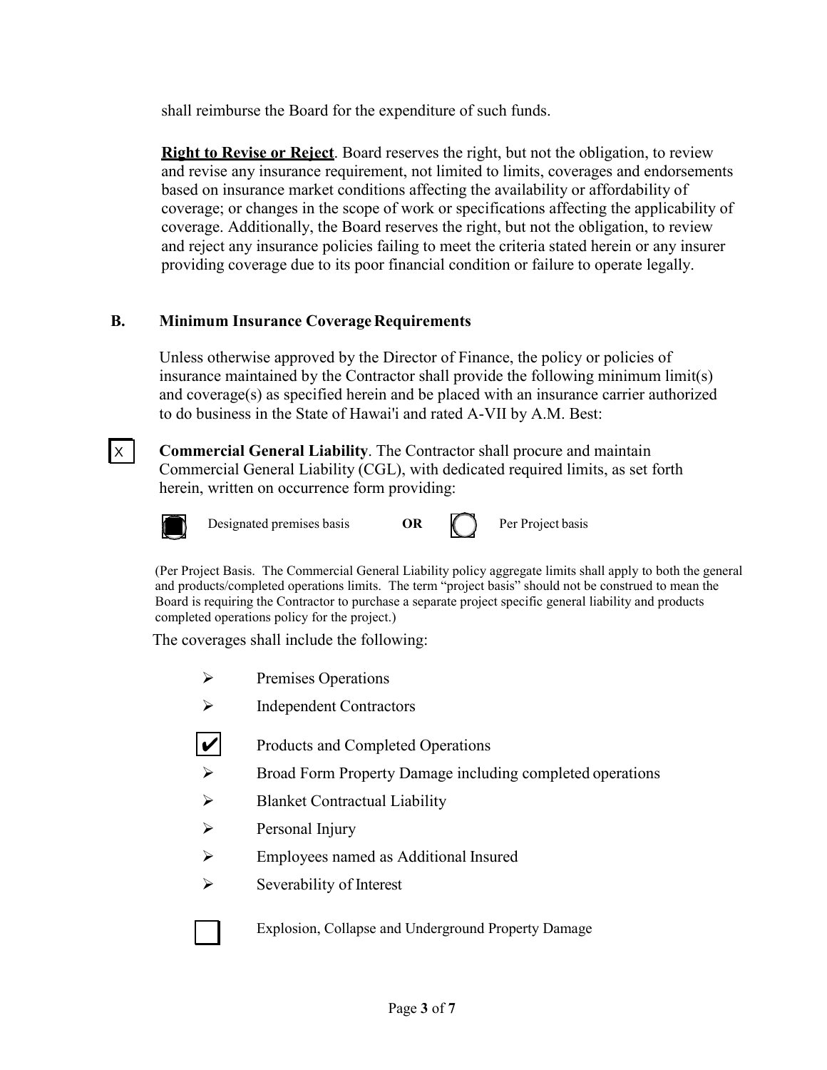shall reimburse the Board for the expenditure of such funds.

**Right to Revise or Reject**. Board reserves the right, but not the obligation, to review and revise any insurance requirement, not limited to limits, coverages and endorsements based on insurance market conditions affecting the availability or affordability of coverage; or changes in the scope of work or specifications affecting the applicability of coverage. Additionally, the Board reserves the right, but not the obligation, to review and reject any insurance policies failing to meet the criteria stated herein or any insurer providing coverage due to its poor financial condition or failure to operate legally.

## B. Minimum Insurance Coverage Requirements

Unless otherwise approved by the Director of Finance, the policy or policies of insurance maintained by the Contractor shall provide the following minimum limit(s) and coverage(s) as specified herein and be placed with an insurance carrier authorized to do business in the State of Hawai'i and rated A-VII by A.M. Best:

[X] **Commercial General Liability**. The Contractor shall procure and maintain Commercial General Liability (CGL), with dedicated required limits, as set forth herein, written on occurrence form providing:

[■] Designated premises basis **OR** [ ] Per Project basis

(Per Project Basis. The Commercial General Liability policy aggregate limits shall apply to both the general and products/completed operations limits. The term "project basis" should not be construed to mean the Board is requiring the Contractor to purchase a separate project specific general liability and products completed operations policy for the project.)

The coverages shall include the following:

- Premises Operations
- Independent Contractors
- [✔] Products and Completed Operations
- Broad Form Property Damage including completed operations
- Blanket Contractual Liability
- Personal Injury
- Employees named as Additional Insured
- Severability of Interest
- [ ] Explosion, Collapse and Underground Property Damage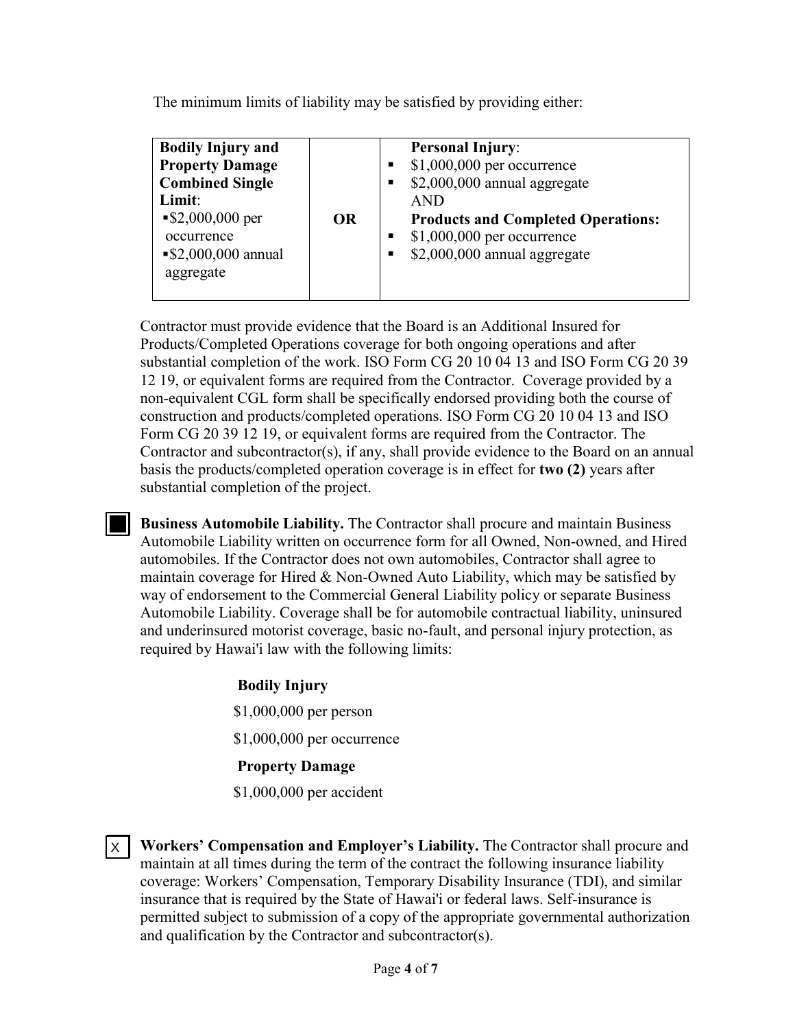The minimum limits of liability may be satisfied by providing either:

| **Bodily Injury and Property Damage Combined Single Limit**: ▪$2,000,000 per occurrence ▪$2,000,000 annual aggregate | **OR** | **Personal Injury**: ▪ $1,000,000 per occurrence ▪ $2,000,000 annual aggregate AND **Products and Completed Operations:** ▪ $1,000,000 per occurrence ▪ $2,000,000 annual aggregate |
|---|---|---|

Contractor must provide evidence that the Board is an Additional Insured for Products/Completed Operations coverage for both ongoing operations and after substantial completion of the work. ISO Form CG 20 10 04 13 and ISO Form CG 20 39 12 19, or equivalent forms are required from the Contractor. Coverage provided by a non-equivalent CGL form shall be specifically endorsed providing both the course of construction and products/completed operations. ISO Form CG 20 10 04 13 and ISO Form CG 20 39 12 19, or equivalent forms are required from the Contractor. The Contractor and subcontractor(s), if any, shall provide evidence to the Board on an annual basis the products/completed operation coverage is in effect for **two (2)** years after substantial completion of the project.

■ **Business Automobile Liability.** The Contractor shall procure and maintain Business Automobile Liability written on occurrence form for all Owned, Non-owned, and Hired automobiles. If the Contractor does not own automobiles, Contractor shall agree to maintain coverage for Hired & Non-Owned Auto Liability, which may be satisfied by way of endorsement to the Commercial General Liability policy or separate Business Automobile Liability. Coverage shall be for automobile contractual liability, uninsured and underinsured motorist coverage, basic no-fault, and personal injury protection, as required by Hawai'i law with the following limits:

**Bodily Injury**

$1,000,000 per person

$1,000,000 per occurrence

**Property Damage**

$1,000,000 per accident

X **Workers' Compensation and Employer's Liability.** The Contractor shall procure and maintain at all times during the term of the contract the following insurance liability coverage: Workers' Compensation, Temporary Disability Insurance (TDI), and similar insurance that is required by the State of Hawai'i or federal laws. Self-insurance is permitted subject to submission of a copy of the appropriate governmental authorization and qualification by the Contractor and subcontractor(s).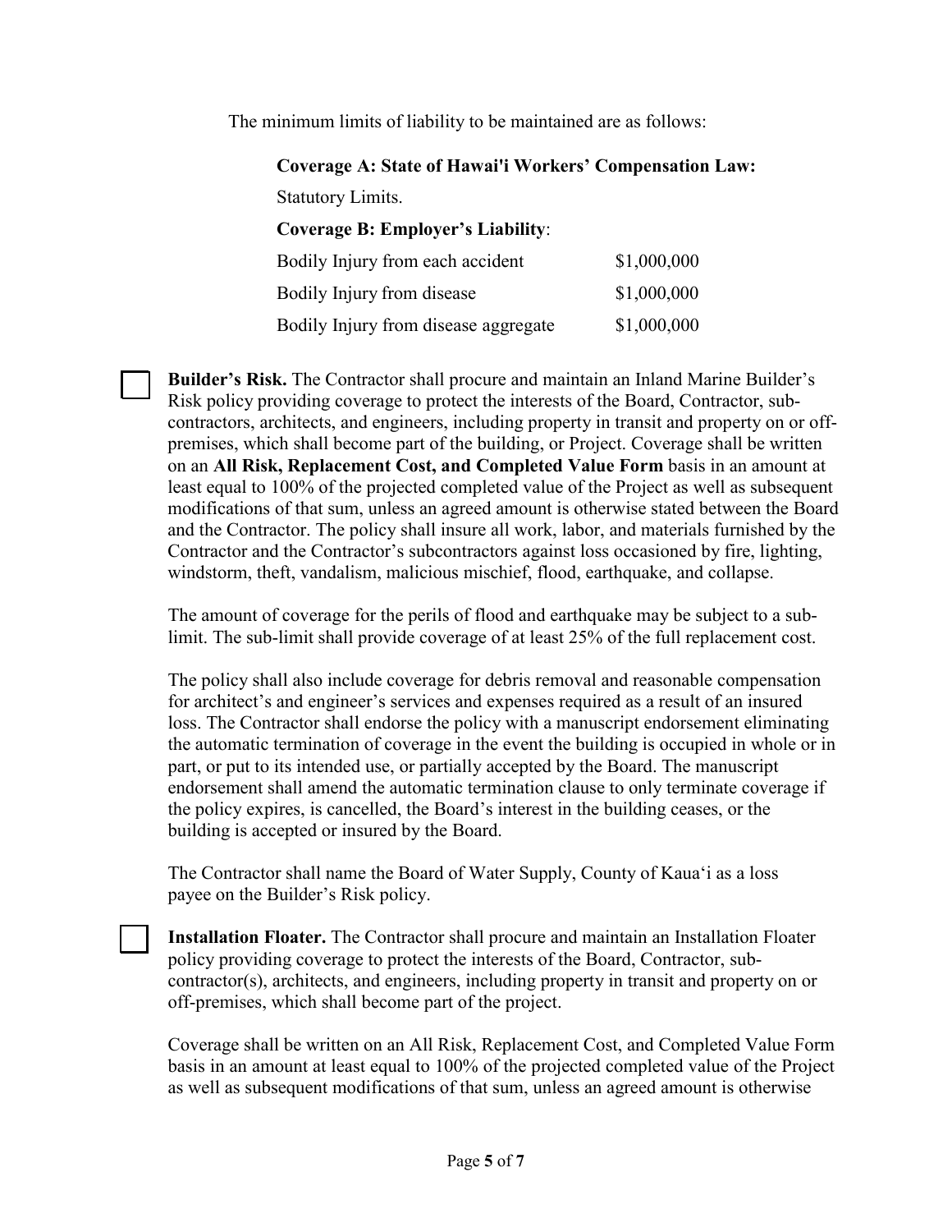The minimum limits of liability to be maintained are as follows:

**Coverage A: State of Hawai'i Workers' Compensation Law:**

Statutory Limits.

**Coverage B: Employer's Liability**:

| | |
|---|---|
| Bodily Injury from each accident | \$1,000,000 |
| Bodily Injury from disease | \$1,000,000 |
| Bodily Injury from disease aggregate | \$1,000,000 |

☐ **Builder's Risk.** The Contractor shall procure and maintain an Inland Marine Builder's Risk policy providing coverage to protect the interests of the Board, Contractor, sub-contractors, architects, and engineers, including property in transit and property on or off-premises, which shall become part of the building, or Project. Coverage shall be written on an **All Risk, Replacement Cost, and Completed Value Form** basis in an amount at least equal to 100% of the projected completed value of the Project as well as subsequent modifications of that sum, unless an agreed amount is otherwise stated between the Board and the Contractor. The policy shall insure all work, labor, and materials furnished by the Contractor and the Contractor's subcontractors against loss occasioned by fire, lighting, windstorm, theft, vandalism, malicious mischief, flood, earthquake, and collapse.

The amount of coverage for the perils of flood and earthquake may be subject to a sub-limit. The sub-limit shall provide coverage of at least 25% of the full replacement cost.

The policy shall also include coverage for debris removal and reasonable compensation for architect's and engineer's services and expenses required as a result of an insured loss. The Contractor shall endorse the policy with a manuscript endorsement eliminating the automatic termination of coverage in the event the building is occupied in whole or in part, or put to its intended use, or partially accepted by the Board. The manuscript endorsement shall amend the automatic termination clause to only terminate coverage if the policy expires, is cancelled, the Board's interest in the building ceases, or the building is accepted or insured by the Board.

The Contractor shall name the Board of Water Supply, County of Kauaʻi as a loss payee on the Builder's Risk policy.

☐ **Installation Floater.** The Contractor shall procure and maintain an Installation Floater policy providing coverage to protect the interests of the Board, Contractor, sub-contractor(s), architects, and engineers, including property in transit and property on or off-premises, which shall become part of the project.

Coverage shall be written on an All Risk, Replacement Cost, and Completed Value Form basis in an amount at least equal to 100% of the projected completed value of the Project as well as subsequent modifications of that sum, unless an agreed amount is otherwise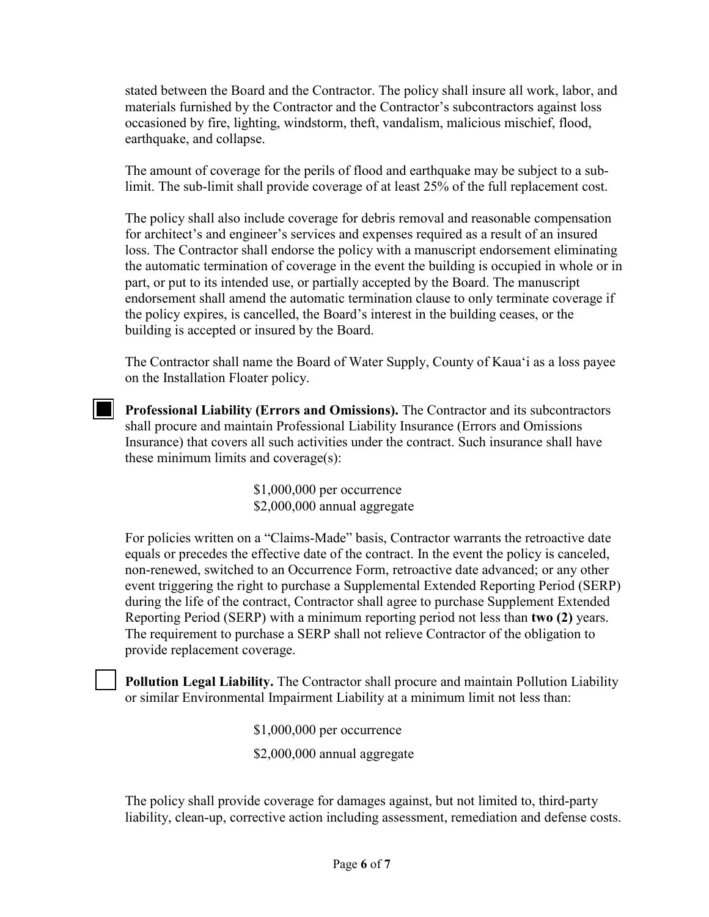stated between the Board and the Contractor. The policy shall insure all work, labor, and materials furnished by the Contractor and the Contractor's subcontractors against loss occasioned by fire, lighting, windstorm, theft, vandalism, malicious mischief, flood, earthquake, and collapse.

The amount of coverage for the perils of flood and earthquake may be subject to a sub-limit. The sub-limit shall provide coverage of at least 25% of the full replacement cost.

The policy shall also include coverage for debris removal and reasonable compensation for architect's and engineer's services and expenses required as a result of an insured loss. The Contractor shall endorse the policy with a manuscript endorsement eliminating the automatic termination of coverage in the event the building is occupied in whole or in part, or put to its intended use, or partially accepted by the Board. The manuscript endorsement shall amend the automatic termination clause to only terminate coverage if the policy expires, is cancelled, the Board's interest in the building ceases, or the building is accepted or insured by the Board.

The Contractor shall name the Board of Water Supply, County of Kauaʻi as a loss payee on the Installation Floater policy.

☒ **Professional Liability (Errors and Omissions).** The Contractor and its subcontractors shall procure and maintain Professional Liability Insurance (Errors and Omissions Insurance) that covers all such activities under the contract. Such insurance shall have these minimum limits and coverage(s):

$1,000,000 per occurrence
$2,000,000 annual aggregate

For policies written on a "Claims-Made" basis, Contractor warrants the retroactive date equals or precedes the effective date of the contract. In the event the policy is canceled, non-renewed, switched to an Occurrence Form, retroactive date advanced; or any other event triggering the right to purchase a Supplemental Extended Reporting Period (SERP) during the life of the contract, Contractor shall agree to purchase Supplement Extended Reporting Period (SERP) with a minimum reporting period not less than **two (2)** years. The requirement to purchase a SERP shall not relieve Contractor of the obligation to provide replacement coverage.

☐ **Pollution Legal Liability.** The Contractor shall procure and maintain Pollution Liability or similar Environmental Impairment Liability at a minimum limit not less than:

$1,000,000 per occurrence

$2,000,000 annual aggregate

The policy shall provide coverage for damages against, but not limited to, third-party liability, clean-up, corrective action including assessment, remediation and defense costs.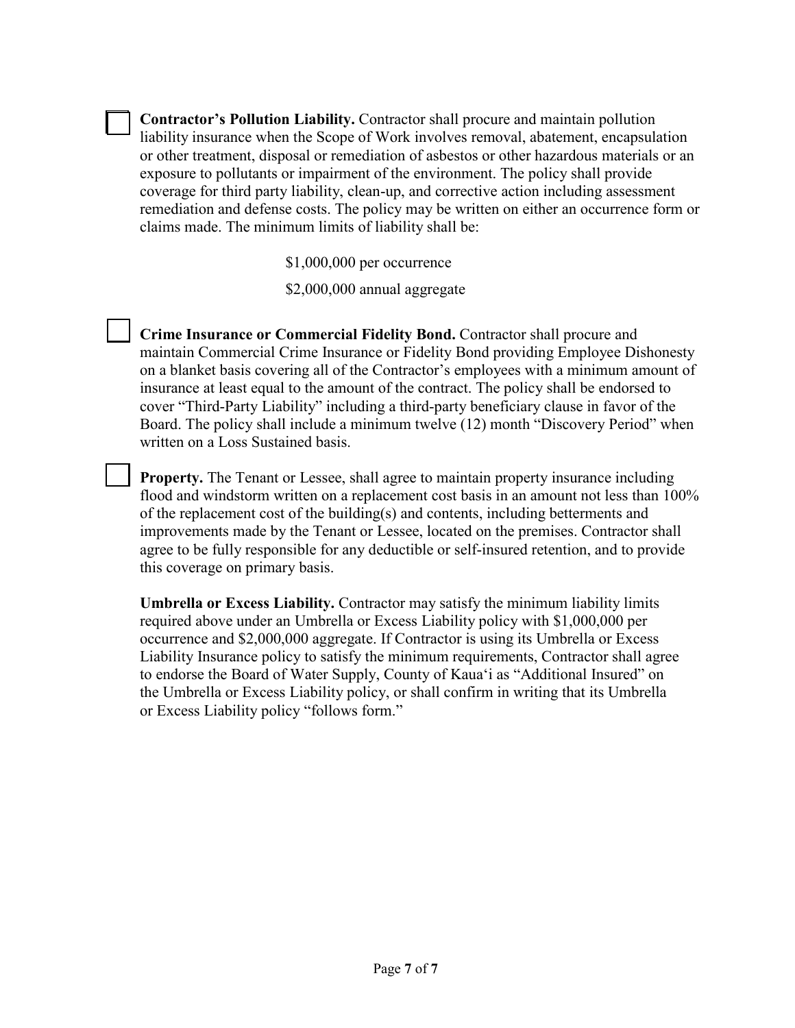☐ **Contractor's Pollution Liability.** Contractor shall procure and maintain pollution liability insurance when the Scope of Work involves removal, abatement, encapsulation or other treatment, disposal or remediation of asbestos or other hazardous materials or an exposure to pollutants or impairment of the environment. The policy shall provide coverage for third party liability, clean-up, and corrective action including assessment remediation and defense costs. The policy may be written on either an occurrence form or claims made. The minimum limits of liability shall be:

$1,000,000 per occurrence

$2,000,000 annual aggregate

☐ **Crime Insurance or Commercial Fidelity Bond.** Contractor shall procure and maintain Commercial Crime Insurance or Fidelity Bond providing Employee Dishonesty on a blanket basis covering all of the Contractor's employees with a minimum amount of insurance at least equal to the amount of the contract. The policy shall be endorsed to cover "Third-Party Liability" including a third-party beneficiary clause in favor of the Board. The policy shall include a minimum twelve (12) month "Discovery Period" when written on a Loss Sustained basis.

☐ **Property.** The Tenant or Lessee, shall agree to maintain property insurance including flood and windstorm written on a replacement cost basis in an amount not less than 100% of the replacement cost of the building(s) and contents, including betterments and improvements made by the Tenant or Lessee, located on the premises. Contractor shall agree to be fully responsible for any deductible or self-insured retention, and to provide this coverage on primary basis.

**Umbrella or Excess Liability.** Contractor may satisfy the minimum liability limits required above under an Umbrella or Excess Liability policy with $1,000,000 per occurrence and $2,000,000 aggregate. If Contractor is using its Umbrella or Excess Liability Insurance policy to satisfy the minimum requirements, Contractor shall agree to endorse the Board of Water Supply, County of Kaua'i as "Additional Insured" on the Umbrella or Excess Liability policy, or shall confirm in writing that its Umbrella or Excess Liability policy "follows form."